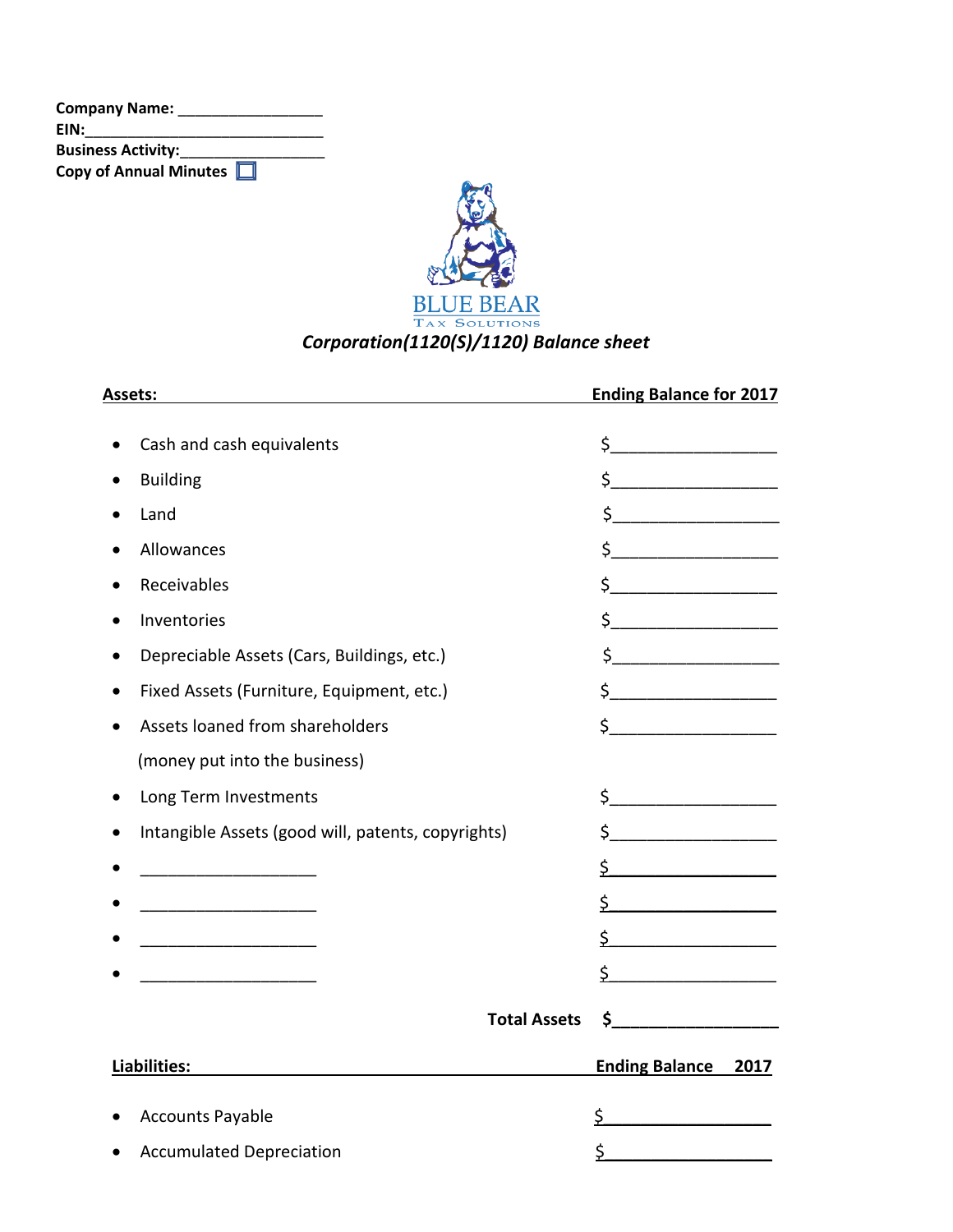**Company Name:** _________________
**EIN:**_____________________________
**Business Activity:**_________________
**Copy of Annual Minutes** ☐

BLUE BEAR
TAX SOLUTIONS

## *Corporation(1120(S)/1120) Balance sheet*

| **Assets:** | **Ending Balance for 2017** |
|---|---|
| • Cash and cash equivalents | $__________________ |
| • Building | $__________________ |
| • Land | $__________________ |
| • Allowances | $__________________ |
| • Receivables | $__________________ |
| • Inventories | $__________________ |
| • Depreciable Assets (Cars, Buildings, etc.) | $__________________ |
| • Fixed Assets (Furniture, Equipment, etc.) | $__________________ |
| • Assets loaned from shareholders (money put into the business) | $__________________ |
| • Long Term Investments | $__________________ |
| • Intangible Assets (good will, patents, copyrights) | $__________________ |
| • ____________________ | $__________________ |
| • ____________________ | $__________________ |
| • ____________________ | $__________________ |
| • ____________________ | $__________________ |
| **Total Assets** | **$__________________** |

| **Liabilities:** | **Ending Balance 2017** |
|---|---|
| • Accounts Payable | $__________________ |
| • Accumulated Depreciation | $__________________ |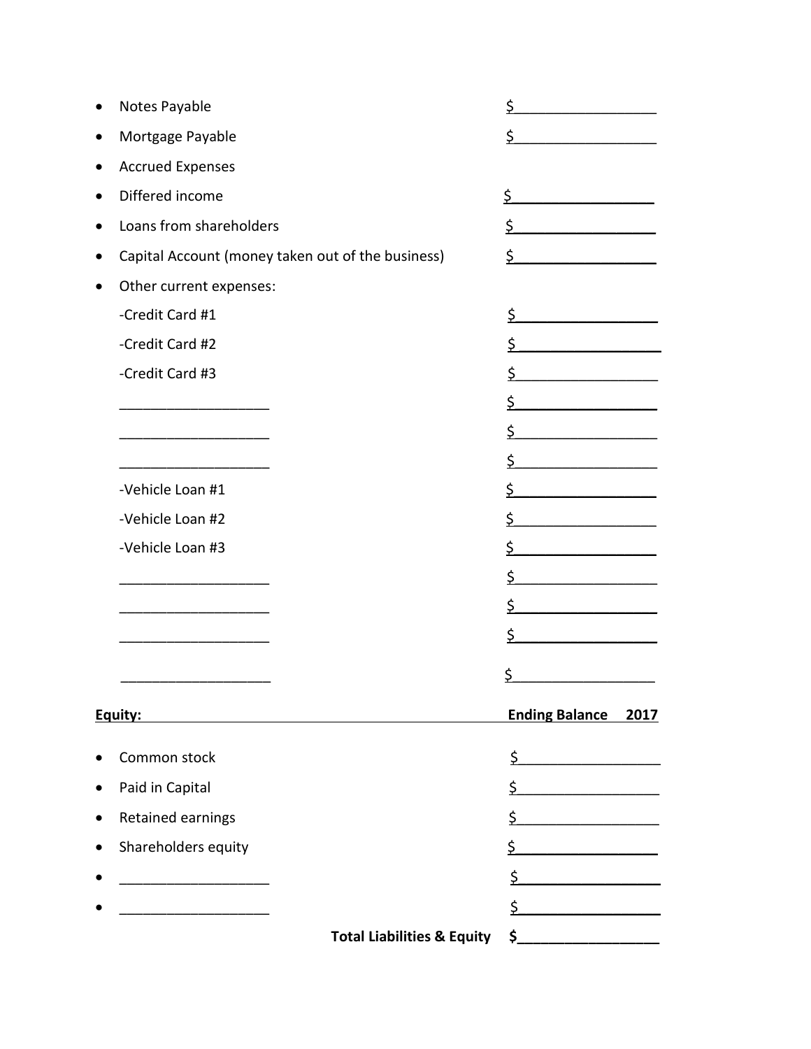- Notes Payable $__________________
- Mortgage Payable $__________________
- Accrued Expenses
- Differed income $__________________
- Loans from shareholders $__________________
- Capital Account (money taken out of the business) $__________________
- Other current expenses:

  -Credit Card #1 $__________________

  -Credit Card #2 $__________________

  -Credit Card #3 $__________________

  ___________________ $__________________

  ___________________ $__________________

  ___________________ $__________________

  -Vehicle Loan #1 $__________________

  -Vehicle Loan #2 $__________________

  -Vehicle Loan #3 $__________________

  ___________________ $__________________

  ___________________ $__________________

  ___________________ $__________________

  ___________________ $__________________

| **Equity:** | **Ending Balance 2017** |
|---|---|
| • Common stock | $__________________ |
| • Paid in Capital | $__________________ |
| • Retained earnings | $__________________ |
| • Shareholders equity | $__________________ |
| • ___________________ | $__________________ |
| • ___________________ | $__________________ |
| **Total Liabilities & Equity** | **$__________________** |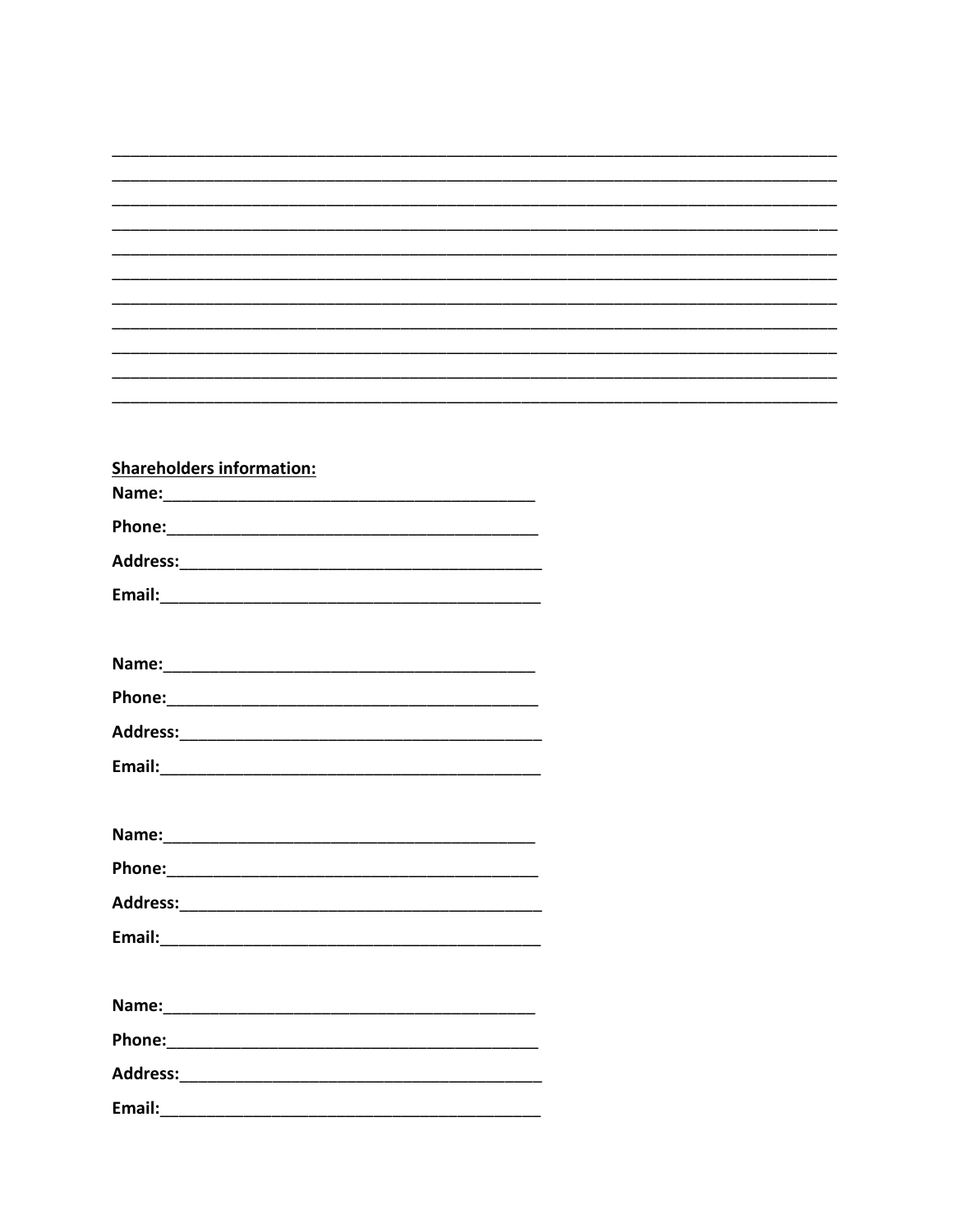\_\_\_\_\_\_\_\_\_\_\_\_\_\_\_\_\_\_\_\_\_\_\_\_\_\_\_\_\_\_\_\_\_\_\_\_\_\_\_\_\_\_\_\_\_\_\_\_\_\_\_\_\_\_\_\_\_\_\_\_\_\_\_\_\_\_\_\_\_\_\_\_\_\_\_\_\_\_

\_\_\_\_\_\_\_\_\_\_\_\_\_\_\_\_\_\_\_\_\_\_\_\_\_\_\_\_\_\_\_\_\_\_\_\_\_\_\_\_\_\_\_\_\_\_\_\_\_\_\_\_\_\_\_\_\_\_\_\_\_\_\_\_\_\_\_\_\_\_\_\_\_\_\_\_\_\_

\_\_\_\_\_\_\_\_\_\_\_\_\_\_\_\_\_\_\_\_\_\_\_\_\_\_\_\_\_\_\_\_\_\_\_\_\_\_\_\_\_\_\_\_\_\_\_\_\_\_\_\_\_\_\_\_\_\_\_\_\_\_\_\_\_\_\_\_\_\_\_\_\_\_\_\_\_\_

\_\_\_\_\_\_\_\_\_\_\_\_\_\_\_\_\_\_\_\_\_\_\_\_\_\_\_\_\_\_\_\_\_\_\_\_\_\_\_\_\_\_\_\_\_\_\_\_\_\_\_\_\_\_\_\_\_\_\_\_\_\_\_\_\_\_\_\_\_\_\_\_\_\_\_\_\_\_

\_\_\_\_\_\_\_\_\_\_\_\_\_\_\_\_\_\_\_\_\_\_\_\_\_\_\_\_\_\_\_\_\_\_\_\_\_\_\_\_\_\_\_\_\_\_\_\_\_\_\_\_\_\_\_\_\_\_\_\_\_\_\_\_\_\_\_\_\_\_\_\_\_\_\_\_\_\_

\_\_\_\_\_\_\_\_\_\_\_\_\_\_\_\_\_\_\_\_\_\_\_\_\_\_\_\_\_\_\_\_\_\_\_\_\_\_\_\_\_\_\_\_\_\_\_\_\_\_\_\_\_\_\_\_\_\_\_\_\_\_\_\_\_\_\_\_\_\_\_\_\_\_\_\_\_\_

\_\_\_\_\_\_\_\_\_\_\_\_\_\_\_\_\_\_\_\_\_\_\_\_\_\_\_\_\_\_\_\_\_\_\_\_\_\_\_\_\_\_\_\_\_\_\_\_\_\_\_\_\_\_\_\_\_\_\_\_\_\_\_\_\_\_\_\_\_\_\_\_\_\_\_\_\_\_

\_\_\_\_\_\_\_\_\_\_\_\_\_\_\_\_\_\_\_\_\_\_\_\_\_\_\_\_\_\_\_\_\_\_\_\_\_\_\_\_\_\_\_\_\_\_\_\_\_\_\_\_\_\_\_\_\_\_\_\_\_\_\_\_\_\_\_\_\_\_\_\_\_\_\_\_\_\_

\_\_\_\_\_\_\_\_\_\_\_\_\_\_\_\_\_\_\_\_\_\_\_\_\_\_\_\_\_\_\_\_\_\_\_\_\_\_\_\_\_\_\_\_\_\_\_\_\_\_\_\_\_\_\_\_\_\_\_\_\_\_\_\_\_\_\_\_\_\_\_\_\_\_\_\_\_\_

\_\_\_\_\_\_\_\_\_\_\_\_\_\_\_\_\_\_\_\_\_\_\_\_\_\_\_\_\_\_\_\_\_\_\_\_\_\_\_\_\_\_\_\_\_\_\_\_\_\_\_\_\_\_\_\_\_\_\_\_\_\_\_\_\_\_\_\_\_\_\_\_\_\_\_\_\_\_

\_\_\_\_\_\_\_\_\_\_\_\_\_\_\_\_\_\_\_\_\_\_\_\_\_\_\_\_\_\_\_\_\_\_\_\_\_\_\_\_\_\_\_\_\_\_\_\_\_\_\_\_\_\_\_\_\_\_\_\_\_\_\_\_\_\_\_\_\_\_\_\_\_\_\_\_\_\_

**Shareholders information:**

**Name:**\_\_\_\_\_\_\_\_\_\_\_\_\_\_\_\_\_\_\_\_\_\_\_\_\_\_\_\_\_\_\_\_\_\_\_\_\_\_\_\_

**Phone:**\_\_\_\_\_\_\_\_\_\_\_\_\_\_\_\_\_\_\_\_\_\_\_\_\_\_\_\_\_\_\_\_\_\_\_\_\_\_\_\_

**Address:**\_\_\_\_\_\_\_\_\_\_\_\_\_\_\_\_\_\_\_\_\_\_\_\_\_\_\_\_\_\_\_\_\_\_\_\_\_\_\_\_

**Email:**\_\_\_\_\_\_\_\_\_\_\_\_\_\_\_\_\_\_\_\_\_\_\_\_\_\_\_\_\_\_\_\_\_\_\_\_\_\_\_\_

**Name:**\_\_\_\_\_\_\_\_\_\_\_\_\_\_\_\_\_\_\_\_\_\_\_\_\_\_\_\_\_\_\_\_\_\_\_\_\_\_\_\_

**Phone:**\_\_\_\_\_\_\_\_\_\_\_\_\_\_\_\_\_\_\_\_\_\_\_\_\_\_\_\_\_\_\_\_\_\_\_\_\_\_\_\_

**Address:**\_\_\_\_\_\_\_\_\_\_\_\_\_\_\_\_\_\_\_\_\_\_\_\_\_\_\_\_\_\_\_\_\_\_\_\_\_\_\_\_

**Email:**\_\_\_\_\_\_\_\_\_\_\_\_\_\_\_\_\_\_\_\_\_\_\_\_\_\_\_\_\_\_\_\_\_\_\_\_\_\_\_\_

**Name:**\_\_\_\_\_\_\_\_\_\_\_\_\_\_\_\_\_\_\_\_\_\_\_\_\_\_\_\_\_\_\_\_\_\_\_\_\_\_\_\_

**Phone:**\_\_\_\_\_\_\_\_\_\_\_\_\_\_\_\_\_\_\_\_\_\_\_\_\_\_\_\_\_\_\_\_\_\_\_\_\_\_\_\_

**Address:**\_\_\_\_\_\_\_\_\_\_\_\_\_\_\_\_\_\_\_\_\_\_\_\_\_\_\_\_\_\_\_\_\_\_\_\_\_\_\_\_

**Email:**\_\_\_\_\_\_\_\_\_\_\_\_\_\_\_\_\_\_\_\_\_\_\_\_\_\_\_\_\_\_\_\_\_\_\_\_\_\_\_\_

**Name:**\_\_\_\_\_\_\_\_\_\_\_\_\_\_\_\_\_\_\_\_\_\_\_\_\_\_\_\_\_\_\_\_\_\_\_\_\_\_\_\_

**Phone:**\_\_\_\_\_\_\_\_\_\_\_\_\_\_\_\_\_\_\_\_\_\_\_\_\_\_\_\_\_\_\_\_\_\_\_\_\_\_\_\_

**Address:**\_\_\_\_\_\_\_\_\_\_\_\_\_\_\_\_\_\_\_\_\_\_\_\_\_\_\_\_\_\_\_\_\_\_\_\_\_\_\_\_

**Email:**\_\_\_\_\_\_\_\_\_\_\_\_\_\_\_\_\_\_\_\_\_\_\_\_\_\_\_\_\_\_\_\_\_\_\_\_\_\_\_\_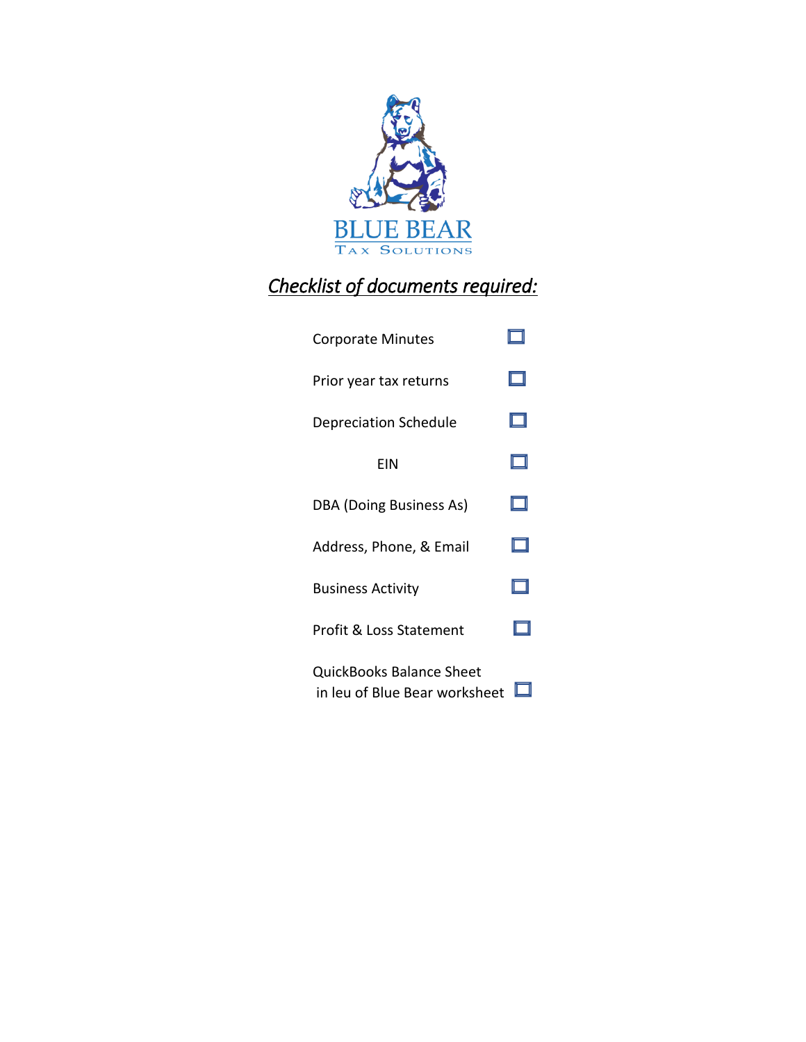BLUE BEAR

TAX SOLUTIONS

## *Checklist of documents required:*

- [ ] Corporate Minutes
- [ ] Prior year tax returns
- [ ] Depreciation Schedule
- [ ] EIN
- [ ] DBA (Doing Business As)
- [ ] Address, Phone, & Email
- [ ] Business Activity
- [ ] Profit & Loss Statement
- [ ] QuickBooks Balance Sheet in leu of Blue Bear worksheet